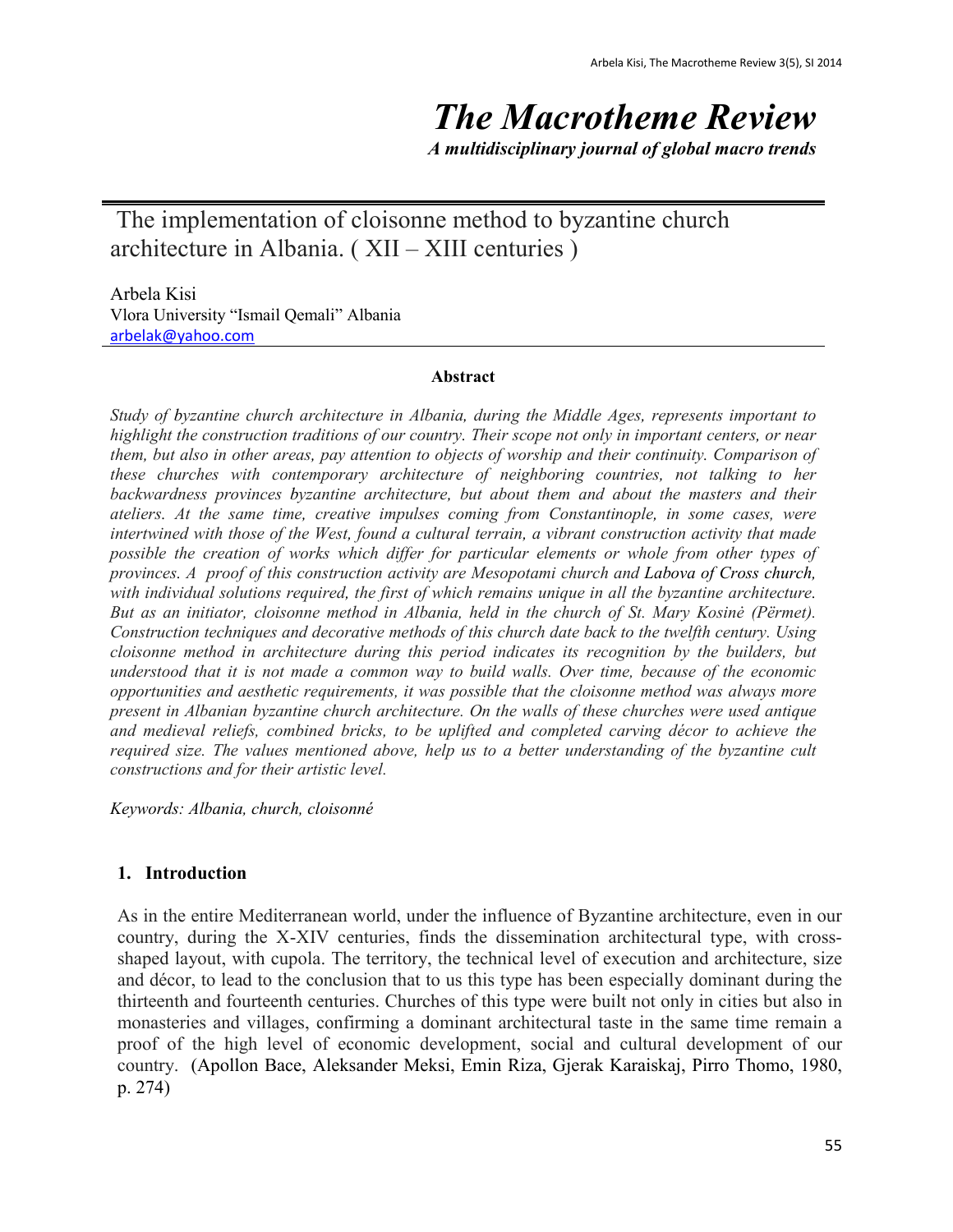# The Macrotheme Review

***A multidisciplinary journal of global macro trends***

## The implementation of cloisonne method to byzantine church architecture in Albania. ( XII – XIII centuries )

Arbela Kisi
Vlora University "Ismail Qemali" Albania
arbelak@yahoo.com

### Abstract

*Study of byzantine church architecture in Albania, during the Middle Ages, represents important to highlight the construction traditions of our country. Their scope not only in important centers, or near them, but also in other areas, pay attention to objects of worship and their continuity. Comparison of these churches with contemporary architecture of neighboring countries, not talking to her backwardness provinces byzantine architecture, but about them and about the masters and their ateliers. At the same time, creative impulses coming from Constantinople, in some cases, were intertwined with those of the West, found a cultural terrain, a vibrant construction activity that made possible the creation of works which differ for particular elements or whole from other types of provinces. A proof of this construction activity are Mesopotami church and Labova of Cross church, with individual solutions required, the first of which remains unique in all the byzantine architecture. But as an initiator, cloisonne method in Albania, held in the church of St. Mary Kosinė (Përmet). Construction techniques and decorative methods of this church date back to the twelfth century. Using cloisonne method in architecture during this period indicates its recognition by the builders, but understood that it is not made a common way to build walls. Over time, because of the economic opportunities and aesthetic requirements, it was possible that the cloisonne method was always more present in Albanian byzantine church architecture. On the walls of these churches were used antique and medieval reliefs, combined bricks, to be uplifted and completed carving décor to achieve the required size. The values mentioned above, help us to a better understanding of the byzantine cult constructions and for their artistic level.*

*Keywords: Albania, church, cloisonné*

## 1. Introduction

As in the entire Mediterranean world, under the influence of Byzantine architecture, even in our country, during the X-XIV centuries, finds the dissemination architectural type, with cross-shaped layout, with cupola. The territory, the technical level of execution and architecture, size and décor, to lead to the conclusion that to us this type has been especially dominant during the thirteenth and fourteenth centuries. Churches of this type were built not only in cities but also in monasteries and villages, confirming a dominant architectural taste in the same time remain a proof of the high level of economic development, social and cultural development of our country. (Apollon Bace, Aleksander Meksi, Emin Riza, Gjerak Karaiskaj, Pirro Thomo, 1980, p. 274)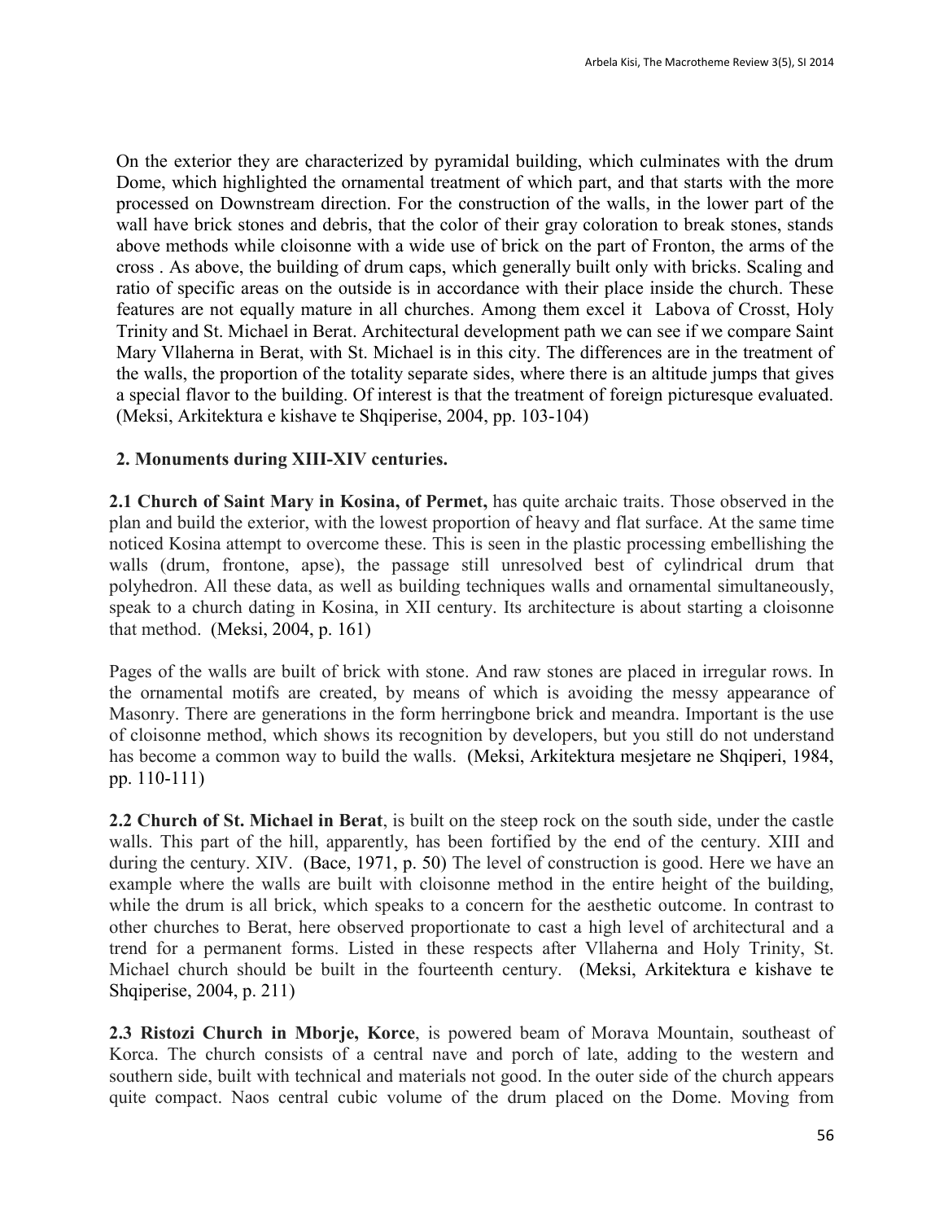On the exterior they are characterized by pyramidal building, which culminates with the drum Dome, which highlighted the ornamental treatment of which part, and that starts with the more processed on Downstream direction. For the construction of the walls, in the lower part of the wall have brick stones and debris, that the color of their gray coloration to break stones, stands above methods while cloisonne with a wide use of brick on the part of Fronton, the arms of the cross . As above, the building of drum caps, which generally built only with bricks. Scaling and ratio of specific areas on the outside is in accordance with their place inside the church. These features are not equally mature in all churches. Among them excel it Labova of Crosst, Holy Trinity and St. Michael in Berat. Architectural development path we can see if we compare Saint Mary Vllaherna in Berat, with St. Michael is in this city. The differences are in the treatment of the walls, the proportion of the totality separate sides, where there is an altitude jumps that gives a special flavor to the building. Of interest is that the treatment of foreign picturesque evaluated. (Meksi, Arkitektura e kishave te Shqiperise, 2004, pp. 103-104)

## 2. Monuments during XIII-XIV centuries.

**2.1 Church of Saint Mary in Kosina, of Permet,** has quite archaic traits. Those observed in the plan and build the exterior, with the lowest proportion of heavy and flat surface. At the same time noticed Kosina attempt to overcome these. This is seen in the plastic processing embellishing the walls (drum, frontone, apse), the passage still unresolved best of cylindrical drum that polyhedron. All these data, as well as building techniques walls and ornamental simultaneously, speak to a church dating in Kosina, in XII century. Its architecture is about starting a cloisonne that method. (Meksi, 2004, p. 161)

Pages of the walls are built of brick with stone. And raw stones are placed in irregular rows. In the ornamental motifs are created, by means of which is avoiding the messy appearance of Masonry. There are generations in the form herringbone brick and meandra. Important is the use of cloisonne method, which shows its recognition by developers, but you still do not understand has become a common way to build the walls. (Meksi, Arkitektura mesjetare ne Shqiperi, 1984, pp. 110-111)

**2.2 Church of St. Michael in Berat**, is built on the steep rock on the south side, under the castle walls. This part of the hill, apparently, has been fortified by the end of the century. XIII and during the century. XIV. (Bace, 1971, p. 50) The level of construction is good. Here we have an example where the walls are built with cloisonne method in the entire height of the building, while the drum is all brick, which speaks to a concern for the aesthetic outcome. In contrast to other churches to Berat, here observed proportionate to cast a high level of architectural and a trend for a permanent forms. Listed in these respects after Vllaherna and Holy Trinity, St. Michael church should be built in the fourteenth century. (Meksi, Arkitektura e kishave te Shqiperise, 2004, p. 211)

**2.3 Ristozi Church in Mborje, Korce**, is powered beam of Morava Mountain, southeast of Korca. The church consists of a central nave and porch of late, adding to the western and southern side, built with technical and materials not good. In the outer side of the church appears quite compact. Naos central cubic volume of the drum placed on the Dome. Moving from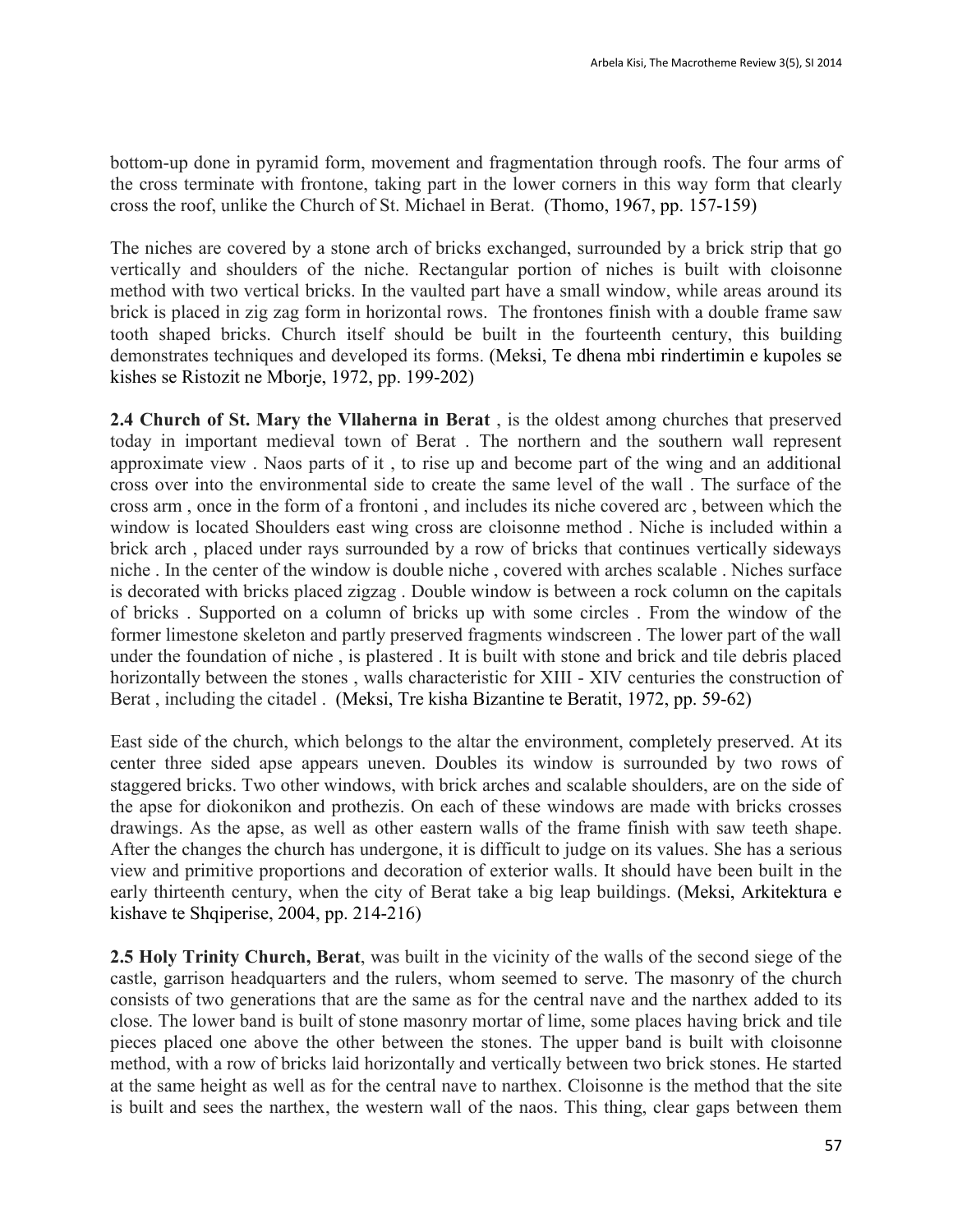bottom-up done in pyramid form, movement and fragmentation through roofs. The four arms of the cross terminate with frontone, taking part in the lower corners in this way form that clearly cross the roof, unlike the Church of St. Michael in Berat. (Thomo, 1967, pp. 157-159)

The niches are covered by a stone arch of bricks exchanged, surrounded by a brick strip that go vertically and shoulders of the niche. Rectangular portion of niches is built with cloisonne method with two vertical bricks. In the vaulted part have a small window, while areas around its brick is placed in zig zag form in horizontal rows. The frontones finish with a double frame saw tooth shaped bricks. Church itself should be built in the fourteenth century, this building demonstrates techniques and developed its forms. (Meksi, Te dhena mbi rindertimin e kupoles se kishes se Ristozit ne Mborje, 1972, pp. 199-202)

**2.4 Church of St. Mary the Vllaherna in Berat** , is the oldest among churches that preserved today in important medieval town of Berat . The northern and the southern wall represent approximate view . Naos parts of it , to rise up and become part of the wing and an additional cross over into the environmental side to create the same level of the wall . The surface of the cross arm , once in the form of a frontoni , and includes its niche covered arc , between which the window is located Shoulders east wing cross are cloisonne method . Niche is included within a brick arch , placed under rays surrounded by a row of bricks that continues vertically sideways niche . In the center of the window is double niche , covered with arches scalable . Niches surface is decorated with bricks placed zigzag . Double window is between a rock column on the capitals of bricks . Supported on a column of bricks up with some circles . From the window of the former limestone skeleton and partly preserved fragments windscreen . The lower part of the wall under the foundation of niche , is plastered . It is built with stone and brick and tile debris placed horizontally between the stones , walls characteristic for XIII - XIV centuries the construction of Berat , including the citadel . (Meksi, Tre kisha Bizantine te Beratit, 1972, pp. 59-62)

East side of the church, which belongs to the altar the environment, completely preserved. At its center three sided apse appears uneven. Doubles its window is surrounded by two rows of staggered bricks. Two other windows, with brick arches and scalable shoulders, are on the side of the apse for diokonikon and prothezis. On each of these windows are made with bricks crosses drawings. As the apse, as well as other eastern walls of the frame finish with saw teeth shape. After the changes the church has undergone, it is difficult to judge on its values. She has a serious view and primitive proportions and decoration of exterior walls. It should have been built in the early thirteenth century, when the city of Berat take a big leap buildings. (Meksi, Arkitektura e kishave te Shqiperise, 2004, pp. 214-216)

**2.5 Holy Trinity Church, Berat**, was built in the vicinity of the walls of the second siege of the castle, garrison headquarters and the rulers, whom seemed to serve. The masonry of the church consists of two generations that are the same as for the central nave and the narthex added to its close. The lower band is built of stone masonry mortar of lime, some places having brick and tile pieces placed one above the other between the stones. The upper band is built with cloisonne method, with a row of bricks laid horizontally and vertically between two brick stones. He started at the same height as well as for the central nave to narthex. Cloisonne is the method that the site is built and sees the narthex, the western wall of the naos. This thing, clear gaps between them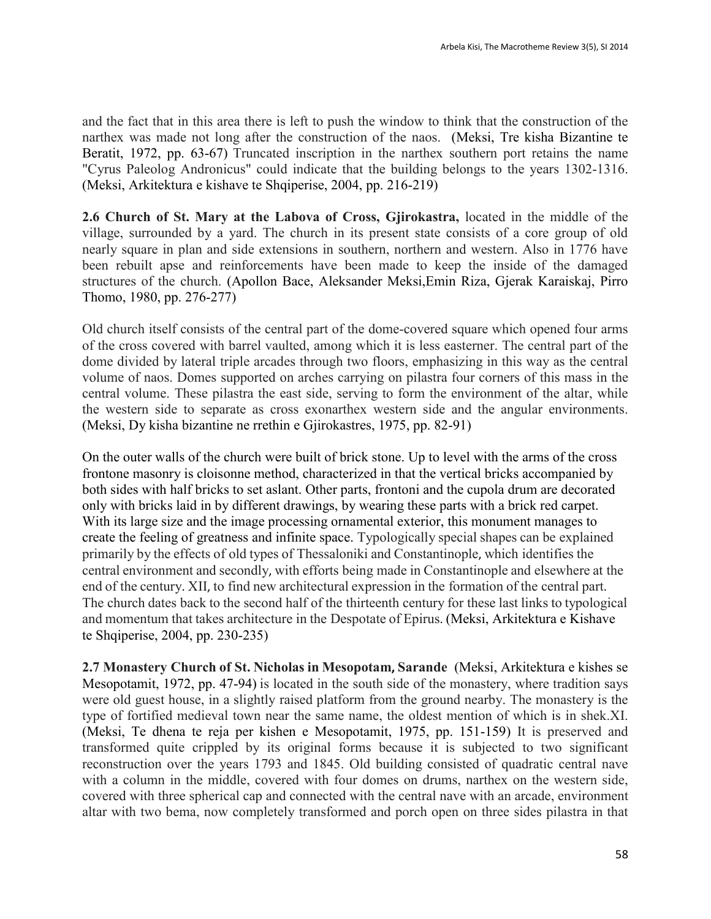and the fact that in this area there is left to push the window to think that the construction of the narthex was made not long after the construction of the naos. (Meksi, Tre kisha Bizantine te Beratit, 1972, pp. 63-67) Truncated inscription in the narthex southern port retains the name "Cyrus Paleolog Andronicus" could indicate that the building belongs to the years 1302-1316. (Meksi, Arkitektura e kishave te Shqiperise, 2004, pp. 216-219)

**2.6 Church of St. Mary at the Labova of Cross, Gjirokastra,** located in the middle of the village, surrounded by a yard. The church in its present state consists of a core group of old nearly square in plan and side extensions in southern, northern and western. Also in 1776 have been rebuilt apse and reinforcements have been made to keep the inside of the damaged structures of the church. (Apollon Bace, Aleksander Meksi,Emin Riza, Gjerak Karaiskaj, Pirro Thomo, 1980, pp. 276-277)

Old church itself consists of the central part of the dome-covered square which opened four arms of the cross covered with barrel vaulted, among which it is less easterner. The central part of the dome divided by lateral triple arcades through two floors, emphasizing in this way as the central volume of naos. Domes supported on arches carrying on pilastra four corners of this mass in the central volume. These pilastra the east side, serving to form the environment of the altar, while the western side to separate as cross exonarthex western side and the angular environments. (Meksi, Dy kisha bizantine ne rrethin e Gjirokastres, 1975, pp. 82-91)

On the outer walls of the church were built of brick stone. Up to level with the arms of the cross frontone masonry is cloisonne method, characterized in that the vertical bricks accompanied by both sides with half bricks to set aslant. Other parts, frontoni and the cupola drum are decorated only with bricks laid in by different drawings, by wearing these parts with a brick red carpet. With its large size and the image processing ornamental exterior, this monument manages to create the feeling of greatness and infinite space. Typologically special shapes can be explained primarily by the effects of old types of Thessaloniki and Constantinople, which identifies the central environment and secondly, with efforts being made in Constantinople and elsewhere at the end of the century. XII, to find new architectural expression in the formation of the central part. The church dates back to the second half of the thirteenth century for these last links to typological and momentum that takes architecture in the Despotate of Epirus. (Meksi, Arkitektura e Kishave te Shqiperise, 2004, pp. 230-235)

**2.7 Monastery Church of St. Nicholas in Mesopotam, Sarande** (Meksi, Arkitektura e kishes se Mesopotamit, 1972, pp. 47-94) is located in the south side of the monastery, where tradition says were old guest house, in a slightly raised platform from the ground nearby. The monastery is the type of fortified medieval town near the same name, the oldest mention of which is in shek.XI. (Meksi, Te dhena te reja per kishen e Mesopotamit, 1975, pp. 151-159) It is preserved and transformed quite crippled by its original forms because it is subjected to two significant reconstruction over the years 1793 and 1845. Old building consisted of quadratic central nave with a column in the middle, covered with four domes on drums, narthex on the western side, covered with three spherical cap and connected with the central nave with an arcade, environment altar with two bema, now completely transformed and porch open on three sides pilastra in that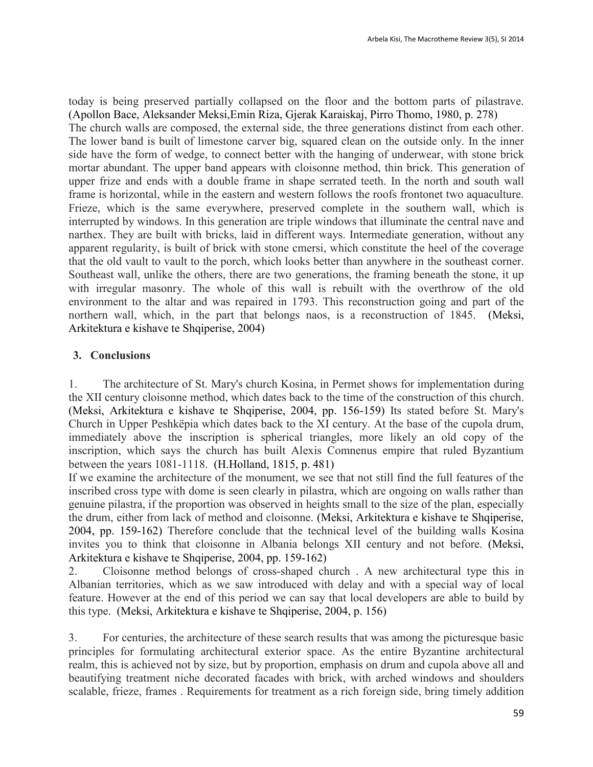today is being preserved partially collapsed on the floor and the bottom parts of pilastrave. (Apollon Bace, Aleksander Meksi,Emin Riza, Gjerak Karaiskaj, Pirro Thomo, 1980, p. 278)
The church walls are composed, the external side, the three generations distinct from each other. The lower band is built of limestone carver big, squared clean on the outside only. In the inner side have the form of wedge, to connect better with the hanging of underwear, with stone brick mortar abundant. The upper band appears with cloisonne method, thin brick. This generation of upper frize and ends with a double frame in shape serrated teeth. In the north and south wall frame is horizontal, while in the eastern and western follows the roofs frontonet two aquaculture. Frieze, which is the same everywhere, preserved complete in the southern wall, which is interrupted by windows. In this generation are triple windows that illuminate the central nave and narthex. They are built with bricks, laid in different ways. Intermediate generation, without any apparent regularity, is built of brick with stone cmersi, which constitute the heel of the coverage that the old vault to vault to the porch, which looks better than anywhere in the southeast corner. Southeast wall, unlike the others, there are two generations, the framing beneath the stone, it up with irregular masonry. The whole of this wall is rebuilt with the overthrow of the old environment to the altar and was repaired in 1793. This reconstruction going and part of the northern wall, which, in the part that belongs naos, is a reconstruction of 1845. (Meksi, Arkitektura e kishave te Shqiperise, 2004)

## 3. Conclusions

1. The architecture of St. Mary's church Kosina, in Permet shows for implementation during the XII century cloisonne method, which dates back to the time of the construction of this church. (Meksi, Arkitektura e kishave te Shqiperise, 2004, pp. 156-159) Its stated before St. Mary's Church in Upper Peshkëpia which dates back to the XI century. At the base of the cupola drum, immediately above the inscription is spherical triangles, more likely an old copy of the inscription, which says the church has built Alexis Comnenus empire that ruled Byzantium between the years 1081-1118. (H.Holland, 1815, p. 481)
If we examine the architecture of the monument, we see that not still find the full features of the inscribed cross type with dome is seen clearly in pilastra, which are ongoing on walls rather than genuine pilastra, if the proportion was observed in heights small to the size of the plan, especially the drum, either from lack of method and cloisonne. (Meksi, Arkitektura e kishave te Shqiperise, 2004, pp. 159-162) Therefore conclude that the technical level of the building walls Kosina invites you to think that cloisonne in Albania belongs XII century and not before. (Meksi, Arkitektura e kishave te Shqiperise, 2004, pp. 159-162)
2. Cloisonne method belongs of cross-shaped church . A new architectural type this in Albanian territories, which as we saw introduced with delay and with a special way of local feature. However at the end of this period we can say that local developers are able to build by this type. (Meksi, Arkitektura e kishave te Shqiperise, 2004, p. 156)

3. For centuries, the architecture of these search results that was among the picturesque basic principles for formulating architectural exterior space. As the entire Byzantine architectural realm, this is achieved not by size, but by proportion, emphasis on drum and cupola above all and beautifying treatment niche decorated facades with brick, with arched windows and shoulders scalable, frieze, frames . Requirements for treatment as a rich foreign side, bring timely addition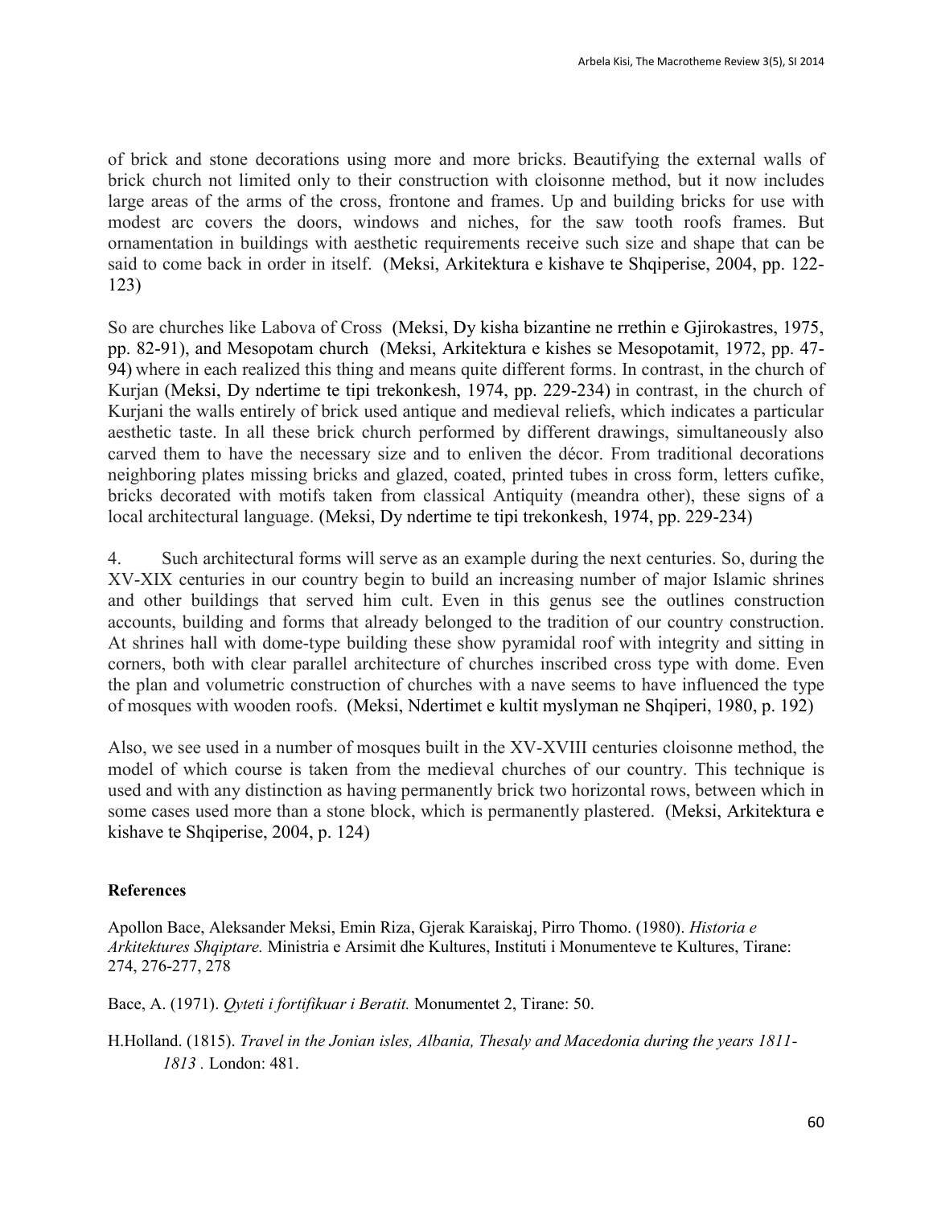of brick and stone decorations using more and more bricks. Beautifying the external walls of brick church not limited only to their construction with cloisonne method, but it now includes large areas of the arms of the cross, frontone and frames. Up and building bricks for use with modest arc covers the doors, windows and niches, for the saw tooth roofs frames. But ornamentation in buildings with aesthetic requirements receive such size and shape that can be said to come back in order in itself. (Meksi, Arkitektura e kishave te Shqiperise, 2004, pp. 122-123)

So are churches like Labova of Cross (Meksi, Dy kisha bizantine ne rrethin e Gjirokastres, 1975, pp. 82-91), and Mesopotam church (Meksi, Arkitektura e kishes se Mesopotamit, 1972, pp. 47-94) where in each realized this thing and means quite different forms. In contrast, in the church of Kurjan (Meksi, Dy ndertime te tipi trekonkesh, 1974, pp. 229-234) in contrast, in the church of Kurjani the walls entirely of brick used antique and medieval reliefs, which indicates a particular aesthetic taste. In all these brick church performed by different drawings, simultaneously also carved them to have the necessary size and to enliven the décor. From traditional decorations neighboring plates missing bricks and glazed, coated, printed tubes in cross form, letters cufike, bricks decorated with motifs taken from classical Antiquity (meandra other), these signs of a local architectural language. (Meksi, Dy ndertime te tipi trekonkesh, 1974, pp. 229-234)

4. Such architectural forms will serve as an example during the next centuries. So, during the XV-XIX centuries in our country begin to build an increasing number of major Islamic shrines and other buildings that served him cult. Even in this genus see the outlines construction accounts, building and forms that already belonged to the tradition of our country construction. At shrines hall with dome-type building these show pyramidal roof with integrity and sitting in corners, both with clear parallel architecture of churches inscribed cross type with dome. Even the plan and volumetric construction of churches with a nave seems to have influenced the type of mosques with wooden roofs. (Meksi, Ndertimet e kultit myslyman ne Shqiperi, 1980, p. 192)

Also, we see used in a number of mosques built in the XV-XVIII centuries cloisonne method, the model of which course is taken from the medieval churches of our country. This technique is used and with any distinction as having permanently brick two horizontal rows, between which in some cases used more than a stone block, which is permanently plastered. (Meksi, Arkitektura e kishave te Shqiperise, 2004, p. 124)

## References

Apollon Bace, Aleksander Meksi, Emin Riza, Gjerak Karaiskaj, Pirro Thomo. (1980). *Historia e Arkitektures Shqiptare.* Ministria e Arsimit dhe Kultures, Instituti i Monumenteve te Kultures, Tirane: 274, 276-277, 278

Bace, A. (1971). *Qyteti i fortifikuar i Beratit.* Monumentet 2, Tirane: 50.

H.Holland. (1815). *Travel in the Jonian isles, Albania, Thesaly and Macedonia during the years 1811-1813 .* London: 481.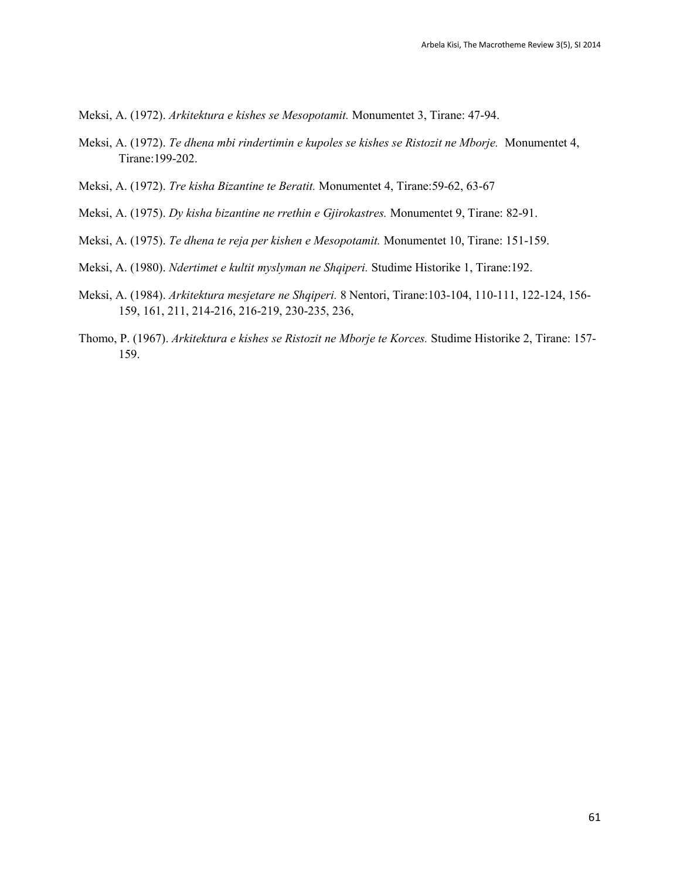Meksi, A. (1972). *Arkitektura e kishes se Mesopotamit.* Monumentet 3, Tirane: 47-94.

Meksi, A. (1972). *Te dhena mbi rindertimin e kupoles se kishes se Ristozit ne Mborje.* Monumentet 4, Tirane:199-202.

Meksi, A. (1972). *Tre kisha Bizantine te Beratit.* Monumentet 4, Tirane:59-62, 63-67

Meksi, A. (1975). *Dy kisha bizantine ne rrethin e Gjirokastres.* Monumentet 9, Tirane: 82-91.

Meksi, A. (1975). *Te dhena te reja per kishen e Mesopotamit.* Monumentet 10, Tirane: 151-159.

Meksi, A. (1980). *Ndertimet e kultit myslyman ne Shqiperi.* Studime Historike 1, Tirane:192.

Meksi, A. (1984). *Arkitektura mesjetare ne Shqiperi.* 8 Nentori, Tirane:103-104, 110-111, 122-124, 156-159, 161, 211, 214-216, 216-219, 230-235, 236,

Thomo, P. (1967). *Arkitektura e kishes se Ristozit ne Mborje te Korces.* Studime Historike 2, Tirane: 157-159.